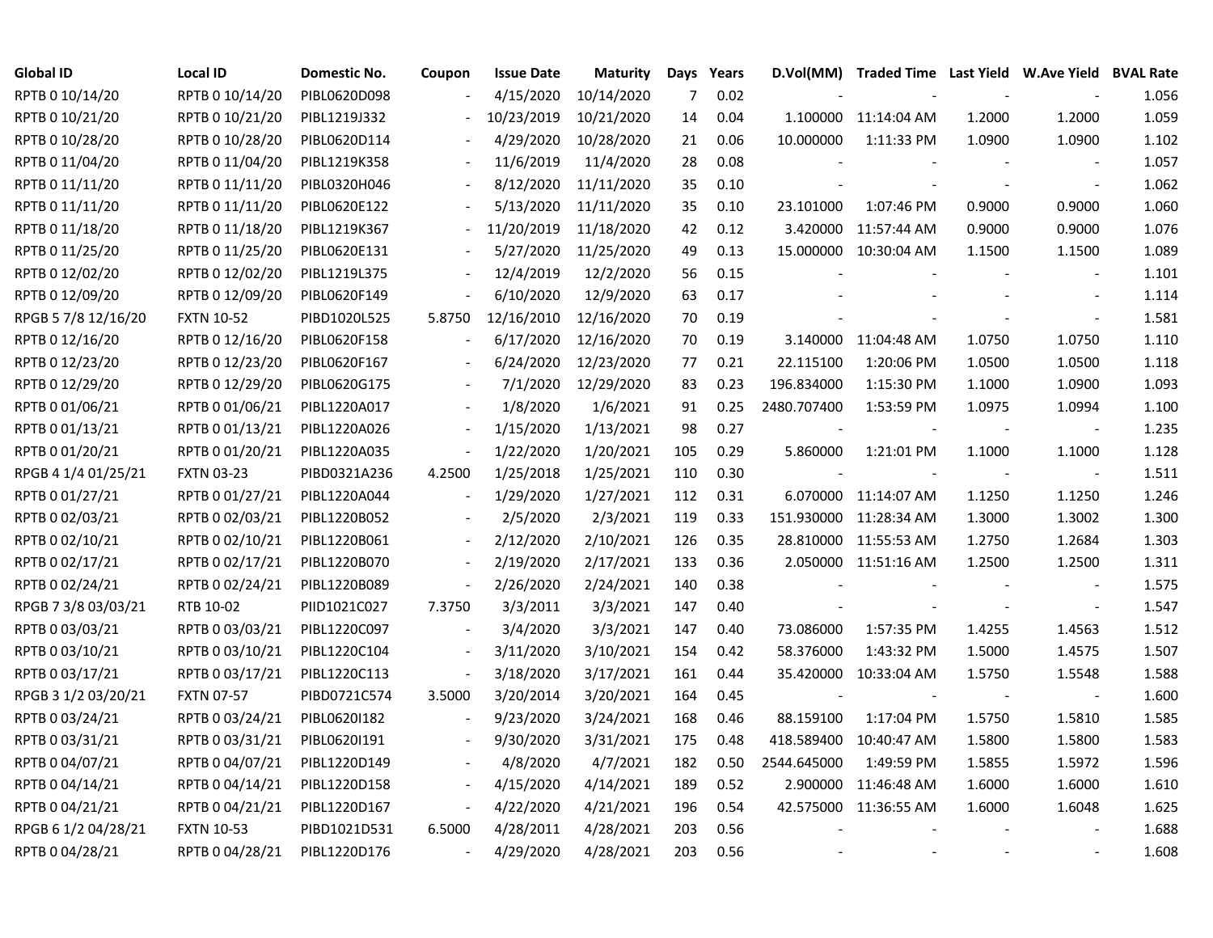| Global ID | Local ID | Domestic No. | Coupon | Issue Date | Maturity | Days | Years | D.Vol(MM) | Traded Time | Last Yield | W.Ave Yield | BVAL Rate |
|---|---|---|---|---|---|---|---|---|---|---|---|---|
| RPTB 0 10/14/20 | RPTB 0 10/14/20 | PIBL0620D098 | - | 4/15/2020 | 10/14/2020 | 7 | 0.02 | - | - | - | - | 1.056 |
| RPTB 0 10/21/20 | RPTB 0 10/21/20 | PIBL1219J332 | - | 10/23/2019 | 10/21/2020 | 14 | 0.04 | 1.100000 | 11:14:04 AM | 1.2000 | 1.2000 | 1.059 |
| RPTB 0 10/28/20 | RPTB 0 10/28/20 | PIBL0620D114 | - | 4/29/2020 | 10/28/2020 | 21 | 0.06 | 10.000000 | 1:11:33 PM | 1.0900 | 1.0900 | 1.102 |
| RPTB 0 11/04/20 | RPTB 0 11/04/20 | PIBL1219K358 | - | 11/6/2019 | 11/4/2020 | 28 | 0.08 | - | - | - | - | 1.057 |
| RPTB 0 11/11/20 | RPTB 0 11/11/20 | PIBL0320H046 | - | 8/12/2020 | 11/11/2020 | 35 | 0.10 | - | - | - | - | 1.062 |
| RPTB 0 11/11/20 | RPTB 0 11/11/20 | PIBL0620E122 | - | 5/13/2020 | 11/11/2020 | 35 | 0.10 | 23.101000 | 1:07:46 PM | 0.9000 | 0.9000 | 1.060 |
| RPTB 0 11/18/20 | RPTB 0 11/18/20 | PIBL1219K367 | - | 11/20/2019 | 11/18/2020 | 42 | 0.12 | 3.420000 | 11:57:44 AM | 0.9000 | 0.9000 | 1.076 |
| RPTB 0 11/25/20 | RPTB 0 11/25/20 | PIBL0620E131 | - | 5/27/2020 | 11/25/2020 | 49 | 0.13 | 15.000000 | 10:30:04 AM | 1.1500 | 1.1500 | 1.089 |
| RPTB 0 12/02/20 | RPTB 0 12/02/20 | PIBL1219L375 | - | 12/4/2019 | 12/2/2020 | 56 | 0.15 | - | - | - | - | 1.101 |
| RPTB 0 12/09/20 | RPTB 0 12/09/20 | PIBL0620F149 | - | 6/10/2020 | 12/9/2020 | 63 | 0.17 | - | - | - | - | 1.114 |
| RPGB 5 7/8 12/16/20 | FXTN 10-52 | PIBD1020L525 | 5.8750 | 12/16/2010 | 12/16/2020 | 70 | 0.19 | - | - | - | - | 1.581 |
| RPTB 0 12/16/20 | RPTB 0 12/16/20 | PIBL0620F158 | - | 6/17/2020 | 12/16/2020 | 70 | 0.19 | 3.140000 | 11:04:48 AM | 1.0750 | 1.0750 | 1.110 |
| RPTB 0 12/23/20 | RPTB 0 12/23/20 | PIBL0620F167 | - | 6/24/2020 | 12/23/2020 | 77 | 0.21 | 22.115100 | 1:20:06 PM | 1.0500 | 1.0500 | 1.118 |
| RPTB 0 12/29/20 | RPTB 0 12/29/20 | PIBL0620G175 | - | 7/1/2020 | 12/29/2020 | 83 | 0.23 | 196.834000 | 1:15:30 PM | 1.1000 | 1.0900 | 1.093 |
| RPTB 0 01/06/21 | RPTB 0 01/06/21 | PIBL1220A017 | - | 1/8/2020 | 1/6/2021 | 91 | 0.25 | 2480.707400 | 1:53:59 PM | 1.0975 | 1.0994 | 1.100 |
| RPTB 0 01/13/21 | RPTB 0 01/13/21 | PIBL1220A026 | - | 1/15/2020 | 1/13/2021 | 98 | 0.27 | - | - | - | - | 1.235 |
| RPTB 0 01/20/21 | RPTB 0 01/20/21 | PIBL1220A035 | - | 1/22/2020 | 1/20/2021 | 105 | 0.29 | 5.860000 | 1:21:01 PM | 1.1000 | 1.1000 | 1.128 |
| RPGB 4 1/4 01/25/21 | FXTN 03-23 | PIBD0321A236 | 4.2500 | 1/25/2018 | 1/25/2021 | 110 | 0.30 | - | - | - | - | 1.511 |
| RPTB 0 01/27/21 | RPTB 0 01/27/21 | PIBL1220A044 | - | 1/29/2020 | 1/27/2021 | 112 | 0.31 | 6.070000 | 11:14:07 AM | 1.1250 | 1.1250 | 1.246 |
| RPTB 0 02/03/21 | RPTB 0 02/03/21 | PIBL1220B052 | - | 2/5/2020 | 2/3/2021 | 119 | 0.33 | 151.930000 | 11:28:34 AM | 1.3000 | 1.3002 | 1.300 |
| RPTB 0 02/10/21 | RPTB 0 02/10/21 | PIBL1220B061 | - | 2/12/2020 | 2/10/2021 | 126 | 0.35 | 28.810000 | 11:55:53 AM | 1.2750 | 1.2684 | 1.303 |
| RPTB 0 02/17/21 | RPTB 0 02/17/21 | PIBL1220B070 | - | 2/19/2020 | 2/17/2021 | 133 | 0.36 | 2.050000 | 11:51:16 AM | 1.2500 | 1.2500 | 1.311 |
| RPTB 0 02/24/21 | RPTB 0 02/24/21 | PIBL1220B089 | - | 2/26/2020 | 2/24/2021 | 140 | 0.38 | - | - | - | - | 1.575 |
| RPGB 7 3/8 03/03/21 | RTB 10-02 | PIID1021C027 | 7.3750 | 3/3/2011 | 3/3/2021 | 147 | 0.40 | - | - | - | - | 1.547 |
| RPTB 0 03/03/21 | RPTB 0 03/03/21 | PIBL1220C097 | - | 3/4/2020 | 3/3/2021 | 147 | 0.40 | 73.086000 | 1:57:35 PM | 1.4255 | 1.4563 | 1.512 |
| RPTB 0 03/10/21 | RPTB 0 03/10/21 | PIBL1220C104 | - | 3/11/2020 | 3/10/2021 | 154 | 0.42 | 58.376000 | 1:43:32 PM | 1.5000 | 1.4575 | 1.507 |
| RPTB 0 03/17/21 | RPTB 0 03/17/21 | PIBL1220C113 | - | 3/18/2020 | 3/17/2021 | 161 | 0.44 | 35.420000 | 10:33:04 AM | 1.5750 | 1.5548 | 1.588 |
| RPGB 3 1/2 03/20/21 | FXTN 07-57 | PIBD0721C574 | 3.5000 | 3/20/2014 | 3/20/2021 | 164 | 0.45 | - | - | - | - | 1.600 |
| RPTB 0 03/24/21 | RPTB 0 03/24/21 | PIBL0620I182 | - | 9/23/2020 | 3/24/2021 | 168 | 0.46 | 88.159100 | 1:17:04 PM | 1.5750 | 1.5810 | 1.585 |
| RPTB 0 03/31/21 | RPTB 0 03/31/21 | PIBL0620I191 | - | 9/30/2020 | 3/31/2021 | 175 | 0.48 | 418.589400 | 10:40:47 AM | 1.5800 | 1.5800 | 1.583 |
| RPTB 0 04/07/21 | RPTB 0 04/07/21 | PIBL1220D149 | - | 4/8/2020 | 4/7/2021 | 182 | 0.50 | 2544.645000 | 1:49:59 PM | 1.5855 | 1.5972 | 1.596 |
| RPTB 0 04/14/21 | RPTB 0 04/14/21 | PIBL1220D158 | - | 4/15/2020 | 4/14/2021 | 189 | 0.52 | 2.900000 | 11:46:48 AM | 1.6000 | 1.6000 | 1.610 |
| RPTB 0 04/21/21 | RPTB 0 04/21/21 | PIBL1220D167 | - | 4/22/2020 | 4/21/2021 | 196 | 0.54 | 42.575000 | 11:36:55 AM | 1.6000 | 1.6048 | 1.625 |
| RPGB 6 1/2 04/28/21 | FXTN 10-53 | PIBD1021D531 | 6.5000 | 4/28/2011 | 4/28/2021 | 203 | 0.56 | - | - | - | - | 1.688 |
| RPTB 0 04/28/21 | RPTB 0 04/28/21 | PIBL1220D176 | - | 4/29/2020 | 4/28/2021 | 203 | 0.56 | - | - | - | - | 1.608 |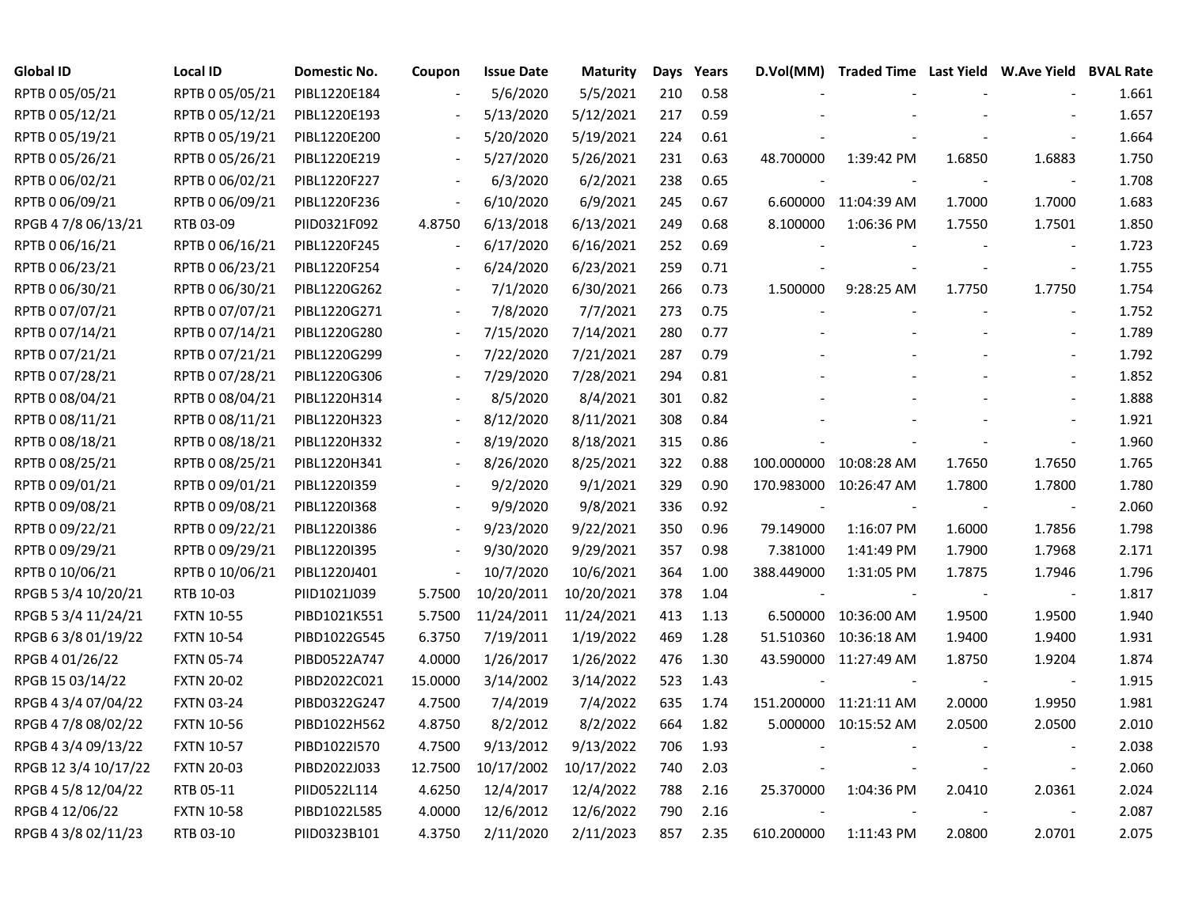| Global ID | Local ID | Domestic No. | Coupon | Issue Date | Maturity | Days | Years | D.Vol(MM) | Traded Time | Last Yield | W.Ave Yield | BVAL Rate |
|---|---|---|---|---|---|---|---|---|---|---|---|---|
| RPTB 0 05/05/21 | RPTB 0 05/05/21 | PIBL1220E184 | - | 5/6/2020 | 5/5/2021 | 210 | 0.58 | - | - | - | - | 1.661 |
| RPTB 0 05/12/21 | RPTB 0 05/12/21 | PIBL1220E193 | - | 5/13/2020 | 5/12/2021 | 217 | 0.59 | - | - | - | - | 1.657 |
| RPTB 0 05/19/21 | RPTB 0 05/19/21 | PIBL1220E200 | - | 5/20/2020 | 5/19/2021 | 224 | 0.61 | - | - | - | - | 1.664 |
| RPTB 0 05/26/21 | RPTB 0 05/26/21 | PIBL1220E219 | - | 5/27/2020 | 5/26/2021 | 231 | 0.63 | 48.700000 | 1:39:42 PM | 1.6850 | 1.6883 | 1.750 |
| RPTB 0 06/02/21 | RPTB 0 06/02/21 | PIBL1220F227 | - | 6/3/2020 | 6/2/2021 | 238 | 0.65 | - | - | - | - | 1.708 |
| RPTB 0 06/09/21 | RPTB 0 06/09/21 | PIBL1220F236 | - | 6/10/2020 | 6/9/2021 | 245 | 0.67 | 6.600000 | 11:04:39 AM | 1.7000 | 1.7000 | 1.683 |
| RPGB 4 7/8 06/13/21 | RTB 03-09 | PIID0321F092 | 4.8750 | 6/13/2018 | 6/13/2021 | 249 | 0.68 | 8.100000 | 1:06:36 PM | 1.7550 | 1.7501 | 1.850 |
| RPTB 0 06/16/21 | RPTB 0 06/16/21 | PIBL1220F245 | - | 6/17/2020 | 6/16/2021 | 252 | 0.69 | - | - | - | - | 1.723 |
| RPTB 0 06/23/21 | RPTB 0 06/23/21 | PIBL1220F254 | - | 6/24/2020 | 6/23/2021 | 259 | 0.71 | - | - | - | - | 1.755 |
| RPTB 0 06/30/21 | RPTB 0 06/30/21 | PIBL1220G262 | - | 7/1/2020 | 6/30/2021 | 266 | 0.73 | 1.500000 | 9:28:25 AM | 1.7750 | 1.7750 | 1.754 |
| RPTB 0 07/07/21 | RPTB 0 07/07/21 | PIBL1220G271 | - | 7/8/2020 | 7/7/2021 | 273 | 0.75 | - | - | - | - | 1.752 |
| RPTB 0 07/14/21 | RPTB 0 07/14/21 | PIBL1220G280 | - | 7/15/2020 | 7/14/2021 | 280 | 0.77 | - | - | - | - | 1.789 |
| RPTB 0 07/21/21 | RPTB 0 07/21/21 | PIBL1220G299 | - | 7/22/2020 | 7/21/2021 | 287 | 0.79 | - | - | - | - | 1.792 |
| RPTB 0 07/28/21 | RPTB 0 07/28/21 | PIBL1220G306 | - | 7/29/2020 | 7/28/2021 | 294 | 0.81 | - | - | - | - | 1.852 |
| RPTB 0 08/04/21 | RPTB 0 08/04/21 | PIBL1220H314 | - | 8/5/2020 | 8/4/2021 | 301 | 0.82 | - | - | - | - | 1.888 |
| RPTB 0 08/11/21 | RPTB 0 08/11/21 | PIBL1220H323 | - | 8/12/2020 | 8/11/2021 | 308 | 0.84 | - | - | - | - | 1.921 |
| RPTB 0 08/18/21 | RPTB 0 08/18/21 | PIBL1220H332 | - | 8/19/2020 | 8/18/2021 | 315 | 0.86 | - | - | - | - | 1.960 |
| RPTB 0 08/25/21 | RPTB 0 08/25/21 | PIBL1220H341 | - | 8/26/2020 | 8/25/2021 | 322 | 0.88 | 100.000000 | 10:08:28 AM | 1.7650 | 1.7650 | 1.765 |
| RPTB 0 09/01/21 | RPTB 0 09/01/21 | PIBL1220I359 | - | 9/2/2020 | 9/1/2021 | 329 | 0.90 | 170.983000 | 10:26:47 AM | 1.7800 | 1.7800 | 1.780 |
| RPTB 0 09/08/21 | RPTB 0 09/08/21 | PIBL1220I368 | - | 9/9/2020 | 9/8/2021 | 336 | 0.92 | - | - | - | - | 2.060 |
| RPTB 0 09/22/21 | RPTB 0 09/22/21 | PIBL1220I386 | - | 9/23/2020 | 9/22/2021 | 350 | 0.96 | 79.149000 | 1:16:07 PM | 1.6000 | 1.7856 | 1.798 |
| RPTB 0 09/29/21 | RPTB 0 09/29/21 | PIBL1220I395 | - | 9/30/2020 | 9/29/2021 | 357 | 0.98 | 7.381000 | 1:41:49 PM | 1.7900 | 1.7968 | 2.171 |
| RPTB 0 10/06/21 | RPTB 0 10/06/21 | PIBL1220J401 | - | 10/7/2020 | 10/6/2021 | 364 | 1.00 | 388.449000 | 1:31:05 PM | 1.7875 | 1.7946 | 1.796 |
| RPGB 5 3/4 10/20/21 | RTB 10-03 | PIID1021J039 | 5.7500 | 10/20/2011 | 10/20/2021 | 378 | 1.04 | - | - | - | - | 1.817 |
| RPGB 5 3/4 11/24/21 | FXTN 10-55 | PIBD1021K551 | 5.7500 | 11/24/2011 | 11/24/2021 | 413 | 1.13 | 6.500000 | 10:36:00 AM | 1.9500 | 1.9500 | 1.940 |
| RPGB 6 3/8 01/19/22 | FXTN 10-54 | PIBD1022G545 | 6.3750 | 7/19/2011 | 1/19/2022 | 469 | 1.28 | 51.510360 | 10:36:18 AM | 1.9400 | 1.9400 | 1.931 |
| RPGB 4 01/26/22 | FXTN 05-74 | PIBD0522A747 | 4.0000 | 1/26/2017 | 1/26/2022 | 476 | 1.30 | 43.590000 | 11:27:49 AM | 1.8750 | 1.9204 | 1.874 |
| RPGB 15 03/14/22 | FXTN 20-02 | PIBD2022C021 | 15.0000 | 3/14/2002 | 3/14/2022 | 523 | 1.43 | - | - | - | - | 1.915 |
| RPGB 4 3/4 07/04/22 | FXTN 03-24 | PIBD0322G247 | 4.7500 | 7/4/2019 | 7/4/2022 | 635 | 1.74 | 151.200000 | 11:21:11 AM | 2.0000 | 1.9950 | 1.981 |
| RPGB 4 7/8 08/02/22 | FXTN 10-56 | PIBD1022H562 | 4.8750 | 8/2/2012 | 8/2/2022 | 664 | 1.82 | 5.000000 | 10:15:52 AM | 2.0500 | 2.0500 | 2.010 |
| RPGB 4 3/4 09/13/22 | FXTN 10-57 | PIBD1022I570 | 4.7500 | 9/13/2012 | 9/13/2022 | 706 | 1.93 | - | - | - | - | 2.038 |
| RPGB 12 3/4 10/17/22 | FXTN 20-03 | PIBD2022J033 | 12.7500 | 10/17/2002 | 10/17/2022 | 740 | 2.03 | - | - | - | - | 2.060 |
| RPGB 4 5/8 12/04/22 | RTB 05-11 | PIID0522L114 | 4.6250 | 12/4/2017 | 12/4/2022 | 788 | 2.16 | 25.370000 | 1:04:36 PM | 2.0410 | 2.0361 | 2.024 |
| RPGB 4 12/06/22 | FXTN 10-58 | PIBD1022L585 | 4.0000 | 12/6/2012 | 12/6/2022 | 790 | 2.16 | - | - | - | - | 2.087 |
| RPGB 4 3/8 02/11/23 | RTB 03-10 | PIID0323B101 | 4.3750 | 2/11/2020 | 2/11/2023 | 857 | 2.35 | 610.200000 | 1:11:43 PM | 2.0800 | 2.0701 | 2.075 |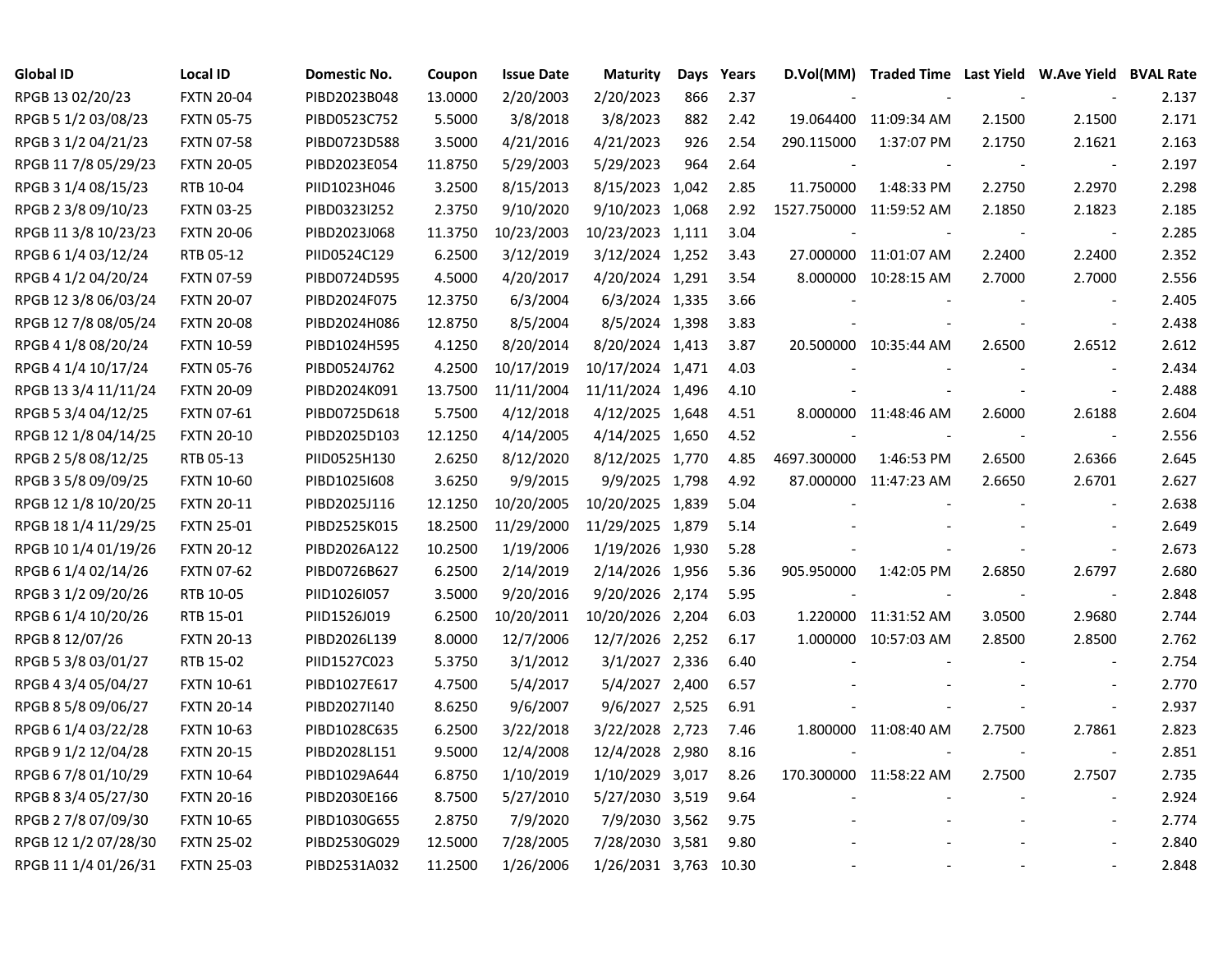| Global ID | Local ID | Domestic No. | Coupon | Issue Date | Maturity | Days | Years | D.Vol(MM) | Traded Time | Last Yield | W.Ave Yield | BVAL Rate |
|---|---|---|---|---|---|---|---|---|---|---|---|---|
| RPGB 13 02/20/23 | FXTN 20-04 | PIBD2023B048 | 13.0000 | 2/20/2003 | 2/20/2023 | 866 | 2.37 | - | - | - | - | 2.137 |
| RPGB 5 1/2 03/08/23 | FXTN 05-75 | PIBD0523C752 | 5.5000 | 3/8/2018 | 3/8/2023 | 882 | 2.42 | 19.064400 | 11:09:34 AM | 2.1500 | 2.1500 | 2.171 |
| RPGB 3 1/2 04/21/23 | FXTN 07-58 | PIBD0723D588 | 3.5000 | 4/21/2016 | 4/21/2023 | 926 | 2.54 | 290.115000 | 1:37:07 PM | 2.1750 | 2.1621 | 2.163 |
| RPGB 11 7/8 05/29/23 | FXTN 20-05 | PIBD2023E054 | 11.8750 | 5/29/2003 | 5/29/2023 | 964 | 2.64 | - | - | - | - | 2.197 |
| RPGB 3 1/4 08/15/23 | RTB 10-04 | PIID1023H046 | 3.2500 | 8/15/2013 | 8/15/2023 | 1,042 | 2.85 | 11.750000 | 1:48:33 PM | 2.2750 | 2.2970 | 2.298 |
| RPGB 2 3/8 09/10/23 | FXTN 03-25 | PIBD0323I252 | 2.3750 | 9/10/2020 | 9/10/2023 | 1,068 | 2.92 | 1527.750000 | 11:59:52 AM | 2.1850 | 2.1823 | 2.185 |
| RPGB 11 3/8 10/23/23 | FXTN 20-06 | PIBD2023J068 | 11.3750 | 10/23/2003 | 10/23/2023 | 1,111 | 3.04 | - | - | - | - | 2.285 |
| RPGB 6 1/4 03/12/24 | RTB 05-12 | PIID0524C129 | 6.2500 | 3/12/2019 | 3/12/2024 | 1,252 | 3.43 | 27.000000 | 11:01:07 AM | 2.2400 | 2.2400 | 2.352 |
| RPGB 4 1/2 04/20/24 | FXTN 07-59 | PIBD0724D595 | 4.5000 | 4/20/2017 | 4/20/2024 | 1,291 | 3.54 | 8.000000 | 10:28:15 AM | 2.7000 | 2.7000 | 2.556 |
| RPGB 12 3/8 06/03/24 | FXTN 20-07 | PIBD2024F075 | 12.3750 | 6/3/2004 | 6/3/2024 | 1,335 | 3.66 | - | - | - | - | 2.405 |
| RPGB 12 7/8 08/05/24 | FXTN 20-08 | PIBD2024H086 | 12.8750 | 8/5/2004 | 8/5/2024 | 1,398 | 3.83 | - | - | - | - | 2.438 |
| RPGB 4 1/8 08/20/24 | FXTN 10-59 | PIBD1024H595 | 4.1250 | 8/20/2014 | 8/20/2024 | 1,413 | 3.87 | 20.500000 | 10:35:44 AM | 2.6500 | 2.6512 | 2.612 |
| RPGB 4 1/4 10/17/24 | FXTN 05-76 | PIBD0524J762 | 4.2500 | 10/17/2019 | 10/17/2024 | 1,471 | 4.03 | - | - | - | - | 2.434 |
| RPGB 13 3/4 11/11/24 | FXTN 20-09 | PIBD2024K091 | 13.7500 | 11/11/2004 | 11/11/2024 | 1,496 | 4.10 | - | - | - | - | 2.488 |
| RPGB 5 3/4 04/12/25 | FXTN 07-61 | PIBD0725D618 | 5.7500 | 4/12/2018 | 4/12/2025 | 1,648 | 4.51 | 8.000000 | 11:48:46 AM | 2.6000 | 2.6188 | 2.604 |
| RPGB 12 1/8 04/14/25 | FXTN 20-10 | PIBD2025D103 | 12.1250 | 4/14/2005 | 4/14/2025 | 1,650 | 4.52 | - | - | - | - | 2.556 |
| RPGB 2 5/8 08/12/25 | RTB 05-13 | PIID0525H130 | 2.6250 | 8/12/2020 | 8/12/2025 | 1,770 | 4.85 | 4697.300000 | 1:46:53 PM | 2.6500 | 2.6366 | 2.645 |
| RPGB 3 5/8 09/09/25 | FXTN 10-60 | PIBD1025I608 | 3.6250 | 9/9/2015 | 9/9/2025 | 1,798 | 4.92 | 87.000000 | 11:47:23 AM | 2.6650 | 2.6701 | 2.627 |
| RPGB 12 1/8 10/20/25 | FXTN 20-11 | PIBD2025J116 | 12.1250 | 10/20/2005 | 10/20/2025 | 1,839 | 5.04 | - | - | - | - | 2.638 |
| RPGB 18 1/4 11/29/25 | FXTN 25-01 | PIBD2525K015 | 18.2500 | 11/29/2000 | 11/29/2025 | 1,879 | 5.14 | - | - | - | - | 2.649 |
| RPGB 10 1/4 01/19/26 | FXTN 20-12 | PIBD2026A122 | 10.2500 | 1/19/2006 | 1/19/2026 | 1,930 | 5.28 | - | - | - | - | 2.673 |
| RPGB 6 1/4 02/14/26 | FXTN 07-62 | PIBD0726B627 | 6.2500 | 2/14/2019 | 2/14/2026 | 1,956 | 5.36 | 905.950000 | 1:42:05 PM | 2.6850 | 2.6797 | 2.680 |
| RPGB 3 1/2 09/20/26 | RTB 10-05 | PIID1026I057 | 3.5000 | 9/20/2016 | 9/20/2026 | 2,174 | 5.95 | - | - | - | - | 2.848 |
| RPGB 6 1/4 10/20/26 | RTB 15-01 | PIID1526J019 | 6.2500 | 10/20/2011 | 10/20/2026 | 2,204 | 6.03 | 1.220000 | 11:31:52 AM | 3.0500 | 2.9680 | 2.744 |
| RPGB 8 12/07/26 | FXTN 20-13 | PIBD2026L139 | 8.0000 | 12/7/2006 | 12/7/2026 | 2,252 | 6.17 | 1.000000 | 10:57:03 AM | 2.8500 | 2.8500 | 2.762 |
| RPGB 5 3/8 03/01/27 | RTB 15-02 | PIID1527C023 | 5.3750 | 3/1/2012 | 3/1/2027 | 2,336 | 6.40 | - | - | - | - | 2.754 |
| RPGB 4 3/4 05/04/27 | FXTN 10-61 | PIBD1027E617 | 4.7500 | 5/4/2017 | 5/4/2027 | 2,400 | 6.57 | - | - | - | - | 2.770 |
| RPGB 8 5/8 09/06/27 | FXTN 20-14 | PIBD2027I140 | 8.6250 | 9/6/2007 | 9/6/2027 | 2,525 | 6.91 | - | - | - | - | 2.937 |
| RPGB 6 1/4 03/22/28 | FXTN 10-63 | PIBD1028C635 | 6.2500 | 3/22/2018 | 3/22/2028 | 2,723 | 7.46 | 1.800000 | 11:08:40 AM | 2.7500 | 2.7861 | 2.823 |
| RPGB 9 1/2 12/04/28 | FXTN 20-15 | PIBD2028L151 | 9.5000 | 12/4/2008 | 12/4/2028 | 2,980 | 8.16 | - | - | - | - | 2.851 |
| RPGB 6 7/8 01/10/29 | FXTN 10-64 | PIBD1029A644 | 6.8750 | 1/10/2019 | 1/10/2029 | 3,017 | 8.26 | 170.300000 | 11:58:22 AM | 2.7500 | 2.7507 | 2.735 |
| RPGB 8 3/4 05/27/30 | FXTN 20-16 | PIBD2030E166 | 8.7500 | 5/27/2010 | 5/27/2030 | 3,519 | 9.64 | - | - | - | - | 2.924 |
| RPGB 2 7/8 07/09/30 | FXTN 10-65 | PIBD1030G655 | 2.8750 | 7/9/2020 | 7/9/2030 | 3,562 | 9.75 | - | - | - | - | 2.774 |
| RPGB 12 1/2 07/28/30 | FXTN 25-02 | PIBD2530G029 | 12.5000 | 7/28/2005 | 7/28/2030 | 3,581 | 9.80 | - | - | - | - | 2.840 |
| RPGB 11 1/4 01/26/31 | FXTN 25-03 | PIBD2531A032 | 11.2500 | 1/26/2006 | 1/26/2031 | 3,763 | 10.30 | - | - | - | - | 2.848 |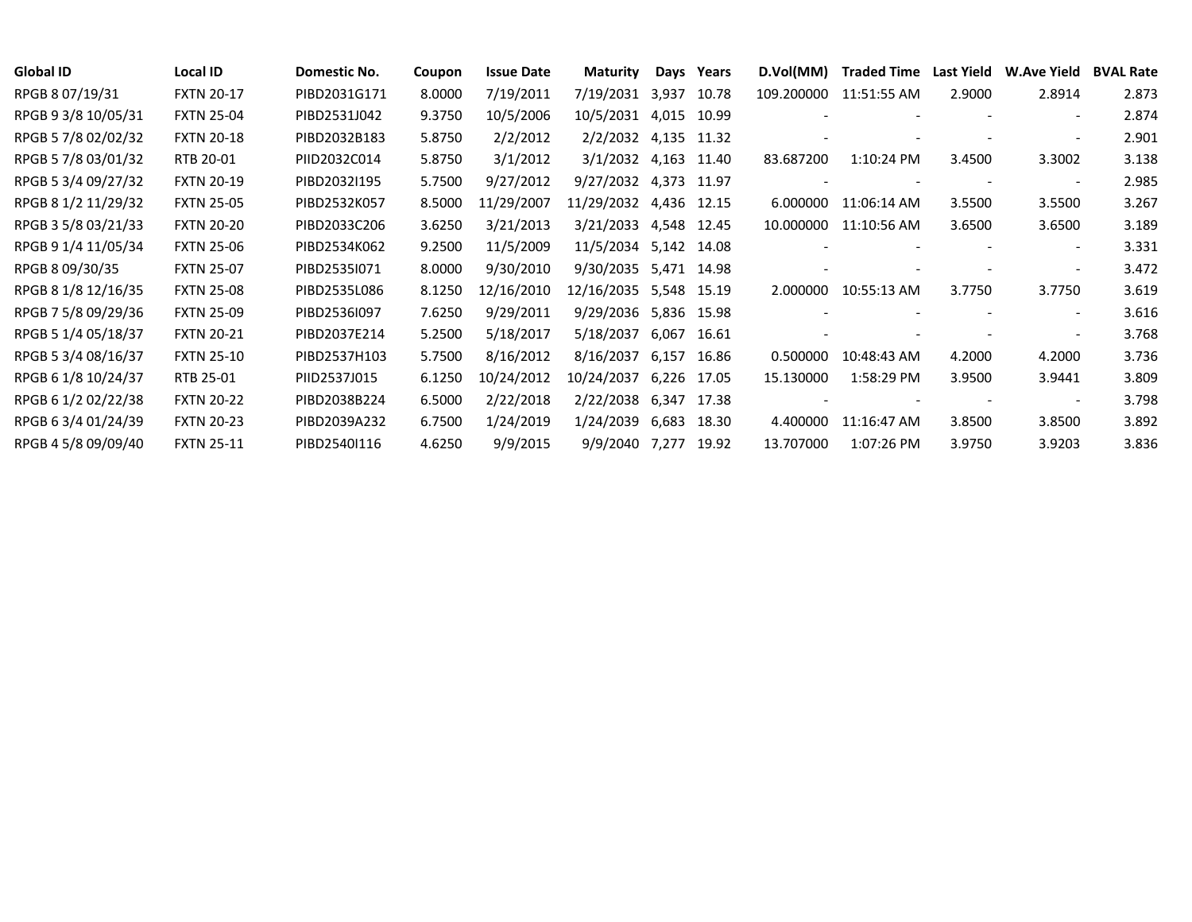| Global ID | Local ID | Domestic No. | Coupon | Issue Date | Maturity | Days | Years | D.Vol(MM) | Traded Time | Last Yield | W.Ave Yield | BVAL Rate |
|---|---|---|---|---|---|---|---|---|---|---|---|---|
| RPGB 8 07/19/31 | FXTN 20-17 | PIBD2031G171 | 8.0000 | 7/19/2011 | 7/19/2031 | 3,937 | 10.78 | 109.200000 | 11:51:55 AM | 2.9000 | 2.8914 | 2.873 |
| RPGB 9 3/8 10/05/31 | FXTN 25-04 | PIBD2531J042 | 9.3750 | 10/5/2006 | 10/5/2031 | 4,015 | 10.99 | - | - | - | - | 2.874 |
| RPGB 5 7/8 02/02/32 | FXTN 20-18 | PIBD2032B183 | 5.8750 | 2/2/2012 | 2/2/2032 | 4,135 | 11.32 | - | - | - | - | 2.901 |
| RPGB 5 7/8 03/01/32 | RTB 20-01 | PIID2032C014 | 5.8750 | 3/1/2012 | 3/1/2032 | 4,163 | 11.40 | 83.687200 | 1:10:24 PM | 3.4500 | 3.3002 | 3.138 |
| RPGB 5 3/4 09/27/32 | FXTN 20-19 | PIBD2032I195 | 5.7500 | 9/27/2012 | 9/27/2032 | 4,373 | 11.97 | - | - | - | - | 2.985 |
| RPGB 8 1/2 11/29/32 | FXTN 25-05 | PIBD2532K057 | 8.5000 | 11/29/2007 | 11/29/2032 | 4,436 | 12.15 | 6.000000 | 11:06:14 AM | 3.5500 | 3.5500 | 3.267 |
| RPGB 3 5/8 03/21/33 | FXTN 20-20 | PIBD2033C206 | 3.6250 | 3/21/2013 | 3/21/2033 | 4,548 | 12.45 | 10.000000 | 11:10:56 AM | 3.6500 | 3.6500 | 3.189 |
| RPGB 9 1/4 11/05/34 | FXTN 25-06 | PIBD2534K062 | 9.2500 | 11/5/2009 | 11/5/2034 | 5,142 | 14.08 | - | - | - | - | 3.331 |
| RPGB 8 09/30/35 | FXTN 25-07 | PIBD2535I071 | 8.0000 | 9/30/2010 | 9/30/2035 | 5,471 | 14.98 | - | - | - | - | 3.472 |
| RPGB 8 1/8 12/16/35 | FXTN 25-08 | PIBD2535L086 | 8.1250 | 12/16/2010 | 12/16/2035 | 5,548 | 15.19 | 2.000000 | 10:55:13 AM | 3.7750 | 3.7750 | 3.619 |
| RPGB 7 5/8 09/29/36 | FXTN 25-09 | PIBD2536I097 | 7.6250 | 9/29/2011 | 9/29/2036 | 5,836 | 15.98 | - | - | - | - | 3.616 |
| RPGB 5 1/4 05/18/37 | FXTN 20-21 | PIBD2037E214 | 5.2500 | 5/18/2017 | 5/18/2037 | 6,067 | 16.61 | - | - | - | - | 3.768 |
| RPGB 5 3/4 08/16/37 | FXTN 25-10 | PIBD2537H103 | 5.7500 | 8/16/2012 | 8/16/2037 | 6,157 | 16.86 | 0.500000 | 10:48:43 AM | 4.2000 | 4.2000 | 3.736 |
| RPGB 6 1/8 10/24/37 | RTB 25-01 | PIID2537J015 | 6.1250 | 10/24/2012 | 10/24/2037 | 6,226 | 17.05 | 15.130000 | 1:58:29 PM | 3.9500 | 3.9441 | 3.809 |
| RPGB 6 1/2 02/22/38 | FXTN 20-22 | PIBD2038B224 | 6.5000 | 2/22/2018 | 2/22/2038 | 6,347 | 17.38 | - | - | - | - | 3.798 |
| RPGB 6 3/4 01/24/39 | FXTN 20-23 | PIBD2039A232 | 6.7500 | 1/24/2019 | 1/24/2039 | 6,683 | 18.30 | 4.400000 | 11:16:47 AM | 3.8500 | 3.8500 | 3.892 |
| RPGB 4 5/8 09/09/40 | FXTN 25-11 | PIBD2540I116 | 4.6250 | 9/9/2015 | 9/9/2040 | 7,277 | 19.92 | 13.707000 | 1:07:26 PM | 3.9750 | 3.9203 | 3.836 |